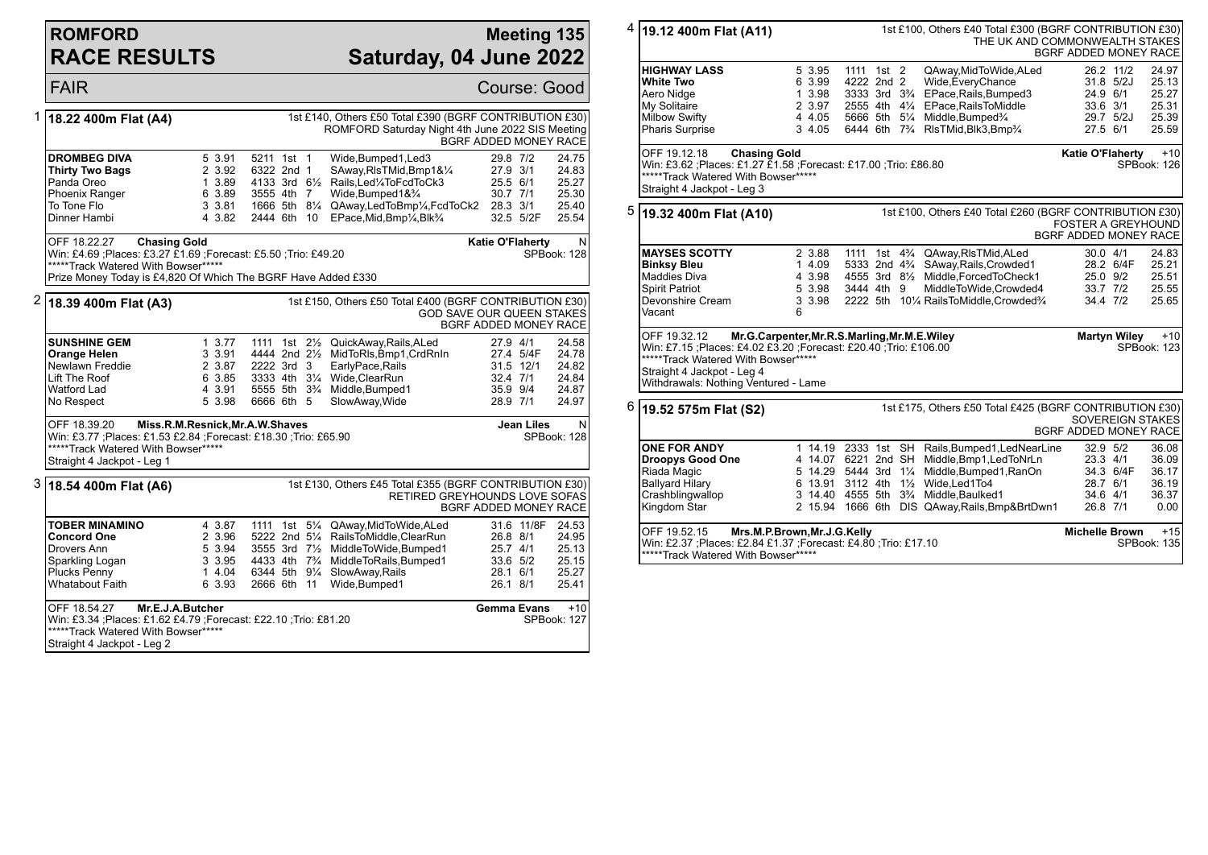# ROMFORD RACE RESULTS

## Meeting 135 — Saturday, 04 June 2022

FAIR — Course: Good

### 1 — 18.22 400m Flat (A4)

1st £140, Others £50 Total £390 (BGRF CONTRIBUTION £30)
ROMFORD Saturday Night 4th June 2022 SIS Meeting
BGRF ADDED MONEY RACE

| Greyhound | Trap | Split | Sectionals | Pos | Dist | Comment | Weight | SP | Time |
|---|---|---|---|---|---|---|---|---|---|
| **DROMBEG DIVA** | 5 | 3.91 | 5211 | 1st | 1 | Wide,Bumped1,Led3 | 29.8 | 7/2 | 24.75 |
| **Thirty Two Bags** | 2 | 3.92 | 6322 | 2nd | 1 | SAway,RlsTMid,Bmp1&¼ | 27.9 | 3/1 | 24.83 |
| Panda Oreo | 1 | 3.89 | 4133 | 3rd | 6½ | Rails,Led¼ToFcdToCk3 | 25.5 | 6/1 | 25.27 |
| Phoenix Ranger | 6 | 3.89 | 3555 | 4th | 7 | Wide,Bumped1&¾ | 30.7 | 7/1 | 25.30 |
| To Tone Flo | 3 | 3.81 | 1666 | 5th | 8¼ | QAway,LedToBmp¼,FcdToCk2 | 28.3 | 3/1 | 25.40 |
| Dinner Hambi | 4 | 3.82 | 2444 | 6th | 10 | EPace,Mid,Bmp¼,Blk¾ | 32.5 | 5/2F | 25.54 |

OFF 18.22.27 **Chasing Gold** — **Katie O'Flaherty** N
Win: £4.69 ;Places: £3.27 £1.69 ;Forecast: £5.50 ;Trio: £49.20 — SPBook: 128
*****Track Watered With Bowser*****
Prize Money Today is £4,820 Of Which The BGRF Have Added £330

### 2 — 18.39 400m Flat (A3)

1st £150, Others £50 Total £400 (BGRF CONTRIBUTION £30)
GOD SAVE OUR QUEEN STAKES
BGRF ADDED MONEY RACE

| Greyhound | Trap | Split | Sectionals | Pos | Dist | Comment | Weight | SP | Time |
|---|---|---|---|---|---|---|---|---|---|
| **SUNSHINE GEM** | 1 | 3.77 | 1111 | 1st | 2½ | QuickAway,Rails,ALed | 27.9 | 4/1 | 24.58 |
| **Orange Helen** | 3 | 3.91 | 4444 | 2nd | 2½ | MidToRls,Bmp1,CrdRnIn | 27.4 | 5/4F | 24.78 |
| Newlawn Freddie | 2 | 3.87 | 2222 | 3rd | 3 | EarlyPace,Rails | 31.5 | 12/1 | 24.82 |
| Lift The Roof | 6 | 3.85 | 3333 | 4th | 3¼ | Wide,ClearRun | 32.4 | 7/1 | 24.84 |
| Watford Lad | 4 | 3.91 | 5555 | 5th | 3¾ | Middle,Bumped1 | 35.9 | 9/4 | 24.87 |
| No Respect | 5 | 3.98 | 6666 | 6th | 5 | SlowAway,Wide | 28.9 | 7/1 | 24.97 |

OFF 18.39.20 **Miss.R.M.Resnick,Mr.A.W.Shaves** — **Jean Liles** N
Win: £3.77 ;Places: £1.53 £2.84 ;Forecast: £18.30 ;Trio: £65.90 — SPBook: 128
*****Track Watered With Bowser*****
Straight 4 Jackpot - Leg 1

### 3 — 18.54 400m Flat (A6)

1st £130, Others £45 Total £355 (BGRF CONTRIBUTION £30)
RETIRED GREYHOUNDS LOVE SOFAS
BGRF ADDED MONEY RACE

| Greyhound | Trap | Split | Sectionals | Pos | Dist | Comment | Weight | SP | Time |
|---|---|---|---|---|---|---|---|---|---|
| **TOBER MINAMINO** | 4 | 3.87 | 1111 | 1st | 5¼ | QAway,MidToWide,ALed | 31.6 | 11/8F | 24.53 |
| **Concord One** | 2 | 3.96 | 5222 | 2nd | 5¼ | RailsToMiddle,ClearRun | 26.8 | 8/1 | 24.95 |
| Drovers Ann | 5 | 3.94 | 3555 | 3rd | 7½ | MiddleToWide,Bumped1 | 25.7 | 4/1 | 25.13 |
| Sparkling Logan | 3 | 3.95 | 4433 | 4th | 7¾ | MiddleToRails,Bumped1 | 33.6 | 5/2 | 25.15 |
| Plucks Penny | 1 | 4.04 | 6344 | 5th | 9¼ | SlowAway,Rails | 28.1 | 6/1 | 25.27 |
| Whatabout Faith | 6 | 3.93 | 2666 | 6th | 11 | Wide,Bumped1 | 26.1 | 8/1 | 25.41 |

OFF 18.54.27 **Mr.E.J.A.Butcher** — **Gemma Evans** +10
Win: £3.34 ;Places: £1.62 £4.79 ;Forecast: £22.10 ;Trio: £81.20 — SPBook: 127
*****Track Watered With Bowser*****
Straight 4 Jackpot - Leg 2

### 4 — 19.12 400m Flat (A11)

1st £100, Others £40 Total £300 (BGRF CONTRIBUTION £30)
THE UK AND COMMONWEALTH STAKES
BGRF ADDED MONEY RACE

| Greyhound | Trap | Split | Sectionals | Pos | Dist | Comment | Weight | SP | Time |
|---|---|---|---|---|---|---|---|---|---|
| **HIGHWAY LASS** | 5 | 3.95 | 1111 | 1st | 2 | QAway,MidToWide,ALed | 26.2 | 11/2 | 24.97 |
| **White Two** | 6 | 3.99 | 4222 | 2nd | 2 | Wide,EveryChance | 31.8 | 5/2J | 25.13 |
| Aero Nidge | 1 | 3.98 | 3333 | 3rd | 3¾ | EPace,Rails,Bumped3 | 24.9 | 6/1 | 25.27 |
| My Solitaire | 2 | 3.97 | 2555 | 4th | 4¼ | EPace,RailsToMiddle | 33.6 | 3/1 | 25.31 |
| Milbow Swifty | 4 | 4.05 | 5666 | 5th | 5¼ | Middle,Bumped¾ | 29.7 | 5/2J | 25.39 |
| Pharis Surprise | 3 | 4.05 | 6444 | 6th | 7¾ | RlsTMid,Blk3,Bmp¾ | 27.5 | 6/1 | 25.59 |

OFF 19.12.18 **Chasing Gold** — **Katie O'Flaherty** +10
Win: £3.62 ;Places: £1.27 £1.58 ;Forecast: £17.00 ;Trio: £86.80 — SPBook: 126
*****Track Watered With Bowser*****
Straight 4 Jackpot - Leg 3

### 5 — 19.32 400m Flat (A10)

1st £100, Others £40 Total £260 (BGRF CONTRIBUTION £30)
FOSTER A GREYHOUND
BGRF ADDED MONEY RACE

| Greyhound | Trap | Split | Sectionals | Pos | Dist | Comment | Weight | SP | Time |
|---|---|---|---|---|---|---|---|---|---|
| **MAYSES SCOTTY** | 2 | 3.88 | 1111 | 1st | 4¾ | QAway,RlsTMid,ALed | 30.0 | 4/1 | 24.83 |
| **Binksy Bleu** | 1 | 4.09 | 5333 | 2nd | 4¾ | SAway,Rails,Crowded1 | 28.2 | 6/4F | 25.21 |
| Maddies Diva | 4 | 3.98 | 4555 | 3rd | 8½ | Middle,ForcedToCheck1 | 25.0 | 9/2 | 25.51 |
| Spirit Patriot | 5 | 3.98 | 3444 | 4th | 9 | MiddleToWide,Crowded4 | 33.7 | 7/2 | 25.55 |
| Devonshire Cream | 3 | 3.98 | 2222 | 5th | 10¼ | RailsToMiddle,Crowded¾ | 34.4 | 7/2 | 25.65 |
| Vacant | 6 | | | | | | | | |

OFF 19.32.12 **Mr.G.Carpenter,Mr.R.S.Marling,Mr.M.E.Wiley** — **Martyn Wiley** +10
Win: £7.15 ;Places: £4.02 £3.20 ;Forecast: £20.40 ;Trio: £106.00 — SPBook: 123
*****Track Watered With Bowser*****
Straight 4 Jackpot - Leg 4
Withdrawals: Nothing Ventured - Lame

### 6 — 19.52 575m Flat (S2)

1st £175, Others £50 Total £425 (BGRF CONTRIBUTION £30)
SOVEREIGN STAKES
BGRF ADDED MONEY RACE

| Greyhound | Trap | Split | Sectionals | Pos | Dist | Comment | Weight | SP | Time |
|---|---|---|---|---|---|---|---|---|---|
| **ONE FOR ANDY** | 1 | 14.19 | 2333 | 1st | SH | Rails,Bumped1,LedNearLine | 32.9 | 5/2 | 36.08 |
| **Droopys Good One** | 4 | 14.07 | 6221 | 2nd | SH | Middle,Bmp1,LedToNrLn | 23.3 | 4/1 | 36.09 |
| Riada Magic | 5 | 14.29 | 5444 | 3rd | 1¼ | Middle,Bumped1,RanOn | 34.3 | 6/4F | 36.17 |
| Ballyard Hilary | 6 | 13.91 | 3112 | 4th | 1½ | Wide,Led1To4 | 28.7 | 6/1 | 36.19 |
| Crashblingwallop | 3 | 14.40 | 4555 | 5th | 3¾ | Middle,Baulked1 | 34.6 | 4/1 | 36.37 |
| Kingdom Star | 2 | 15.94 | 1666 | 6th | DIS | QAway,Rails,Bmp&BrtDwn1 | 26.8 | 7/1 | 0.00 |

OFF 19.52.15 **Mrs.M.P.Brown,Mr.J.G.Kelly** — **Michelle Brown** +15
Win: £2.37 ;Places: £2.84 £1.37 ;Forecast: £4.80 ;Trio: £17.10 — SPBook: 135
*****Track Watered With Bowser*****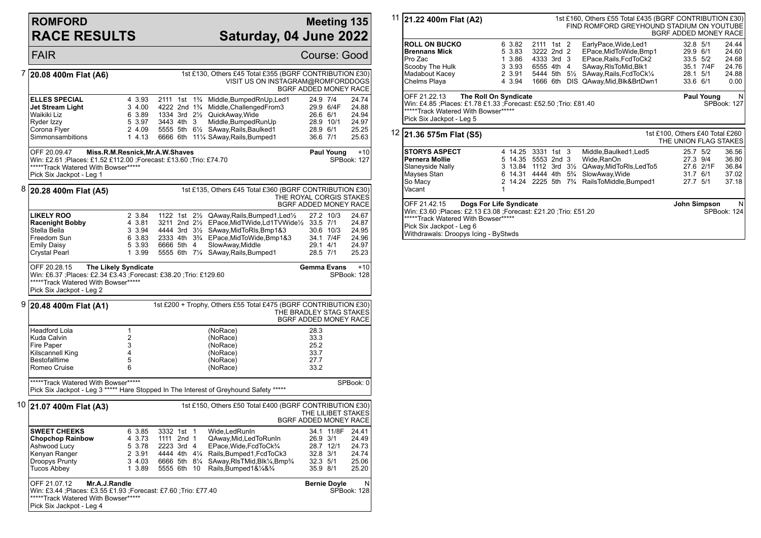# ROMFORD RACE RESULTS

## Meeting 135 — Saturday, 04 June 2022

FAIR — Course: Good

### 7 — 20.08 400m Flat (A6)

1st £130, Others £45 Total £355 (BGRF CONTRIBUTION £30)
VISIT US ON INSTAGRAM@ROMFORDDOGS
BGRF ADDED MONEY RACE

| Greyhound | Trap | Sect | Bends | Pos | Dist | Remarks | Wt | SP | Time |
|---|---|---|---|---|---|---|---|---|---|
| **ELLES SPECIAL** | 4 | 3.93 | 2111 | 1st | 1¾ | Middle,BumpedRnUp,Led1 | 24.9 | 7/4 | 24.74 |
| **Jet Stream Light** | 3 | 4.00 | 4222 | 2nd | 1¾ | Middle,ChallengedFrom3 | 29.9 | 6/4F | 24.88 |
| Waikiki Liz | 6 | 3.89 | 1334 | 3rd | 2½ | QuickAway,Wide | 26.6 | 6/1 | 24.94 |
| Ryder Izzy | 5 | 3.97 | 3443 | 4th | 3 | Middle,BumpedRunUp | 28.9 | 10/1 | 24.97 |
| Corona Flyer | 2 | 4.09 | 5555 | 5th | 6½ | SAway,Rails,Baulked1 | 28.9 | 6/1 | 25.25 |
| Simmonsambitions | 1 | 4.13 | 6666 | 6th | 11¼ | SAway,Rails,Bumped1 | 36.6 | 7/1 | 25.63 |

OFF 20.09.47 **Miss.R.M.Resnick,Mr.A.W.Shaves** — **Paul Young** +10
Win: £2.61 ;Places: £1.52 £112.00 ;Forecast: £13.60 ;Trio: £74.70 — SPBook: 127
*****Track Watered With Bowser*****
Pick Six Jackpot - Leg 1

### 8 — 20.28 400m Flat (A5)

1st £135, Others £45 Total £360 (BGRF CONTRIBUTION £30)
THE ROYAL CORGIS STAKES
BGRF ADDED MONEY RACE

| Greyhound | Trap | Sect | Bends | Pos | Dist | Remarks | Wt | SP | Time |
|---|---|---|---|---|---|---|---|---|---|
| **LIKELY ROO** | 2 | 3.84 | 1122 | 1st | 2½ | QAway,Rails,Bumped1,Led½ | 27.2 | 10/3 | 24.67 |
| **Racenight Bobby** | 4 | 3.81 | 3211 | 2nd | 2½ | EPace,MidTWide,Ld1TVWide½ | 33.5 | 7/1 | 24.87 |
| Stella Bella | 3 | 3.94 | 4444 | 3rd | 3½ | SAway,MidToRls,Bmp1&3 | 30.6 | 10/3 | 24.95 |
| Freedom Sun | 6 | 3.83 | 2333 | 4th | 3¾ | EPace,MidToWide,Bmp1&3 | 34.1 | 7/4F | 24.96 |
| Emily Daisy | 5 | 3.93 | 6666 | 5th | 4 | SlowAway,Middle | 29.1 | 4/1 | 24.97 |
| Crystal Pearl | 1 | 3.99 | 5555 | 6th | 7¼ | SAway,Rails,Bumped1 | 28.5 | 7/1 | 25.23 |

OFF 20.28.15 **The Likely Syndicate** — **Gemma Evans** +10
Win: £6.37 ;Places: £2.34 £3.43 ;Forecast: £38.20 ;Trio: £129.60 — SPBook: 128
*****Track Watered With Bowser*****
Pick Six Jackpot - Leg 2

### 9 — 20.48 400m Flat (A1)

1st £200 + Trophy, Others £55 Total £475 (BGRF CONTRIBUTION £30)
THE BRADLEY STAG STAKES
BGRF ADDED MONEY RACE

| Greyhound | Trap | Remarks | Wt |
|---|---|---|---|
| Headford Lola | 1 | (NoRace) | 28.3 |
| Kuda Calvin | 2 | (NoRace) | 33.3 |
| Fire Paper | 3 | (NoRace) | 25.2 |
| Kilscannell King | 4 | (NoRace) | 33.7 |
| Bestofalltime | 5 | (NoRace) | 27.7 |
| Romeo Cruise | 6 | (NoRace) | 33.2 |

*****Track Watered With Bowser***** — SPBook: 0
Pick Six Jackpot - Leg 3 ***** Hare Stopped In The Interest of Greyhound Safety *****

### 10 — 21.07 400m Flat (A3)

1st £150, Others £50 Total £400 (BGRF CONTRIBUTION £30)
THE LILIBET STAKES
BGRF ADDED MONEY RACE

| Greyhound | Trap | Sect | Bends | Pos | Dist | Remarks | Wt | SP | Time |
|---|---|---|---|---|---|---|---|---|---|
| **SWEET CHEEKS** | 6 | 3.85 | 3332 | 1st | 1 | Wide,LedRunIn | 34.1 | 11/8F | 24.41 |
| **Chopchop Rainbow** | 4 | 3.73 | 1111 | 2nd | 1 | QAway,Mid,LedToRunIn | 26.9 | 3/1 | 24.49 |
| Ashwood Lucy | 5 | 3.78 | 2223 | 3rd | 4 | EPace,Wide,FcdToCk¾ | 28.7 | 12/1 | 24.73 |
| Kenyan Ranger | 2 | 3.91 | 4444 | 4th | 4¼ | Rails,Bumped1,FcdToCk3 | 32.8 | 3/1 | 24.74 |
| Droopys Prunty | 3 | 4.03 | 6666 | 5th | 8¼ | SAway,RlsTMid,Blk¼,Bmp¾ | 32.3 | 5/1 | 25.06 |
| Tucos Abbey | 1 | 3.89 | 5555 | 6th | 10 | Rails,Bumped1&¼&¾ | 35.9 | 8/1 | 25.20 |

OFF 21.07.12 **Mr.A.J.Randle** — **Bernie Doyle** N
Win: £3.44 ;Places: £3.55 £1.93 ;Forecast: £7.60 ;Trio: £77.40 — SPBook: 128
*****Track Watered With Bowser*****
Pick Six Jackpot - Leg 4

### 11 — 21.22 400m Flat (A2)

1st £160, Others £55 Total £435 (BGRF CONTRIBUTION £30)
FIND ROMFORD GREYHOUND STADIUM ON YOUTUBE
BGRF ADDED MONEY RACE

| Greyhound | Trap | Sect | Bends | Pos | Dist | Remarks | Wt | SP | Time |
|---|---|---|---|---|---|---|---|---|---|
| **ROLL ON BUCKO** | 6 | 3.82 | 2111 | 1st | 2 | EarlyPace,Wide,Led1 | 32.8 | 5/1 | 24.44 |
| **Brennans Mick** | 5 | 3.83 | 3222 | 2nd | 2 | EPace,MidToWide,Bmp1 | 29.9 | 6/1 | 24.60 |
| Pro Zac | 1 | 3.86 | 4333 | 3rd | 3 | EPace,Rails,FcdToCk2 | 33.5 | 5/2 | 24.68 |
| Scooby The Hulk | 3 | 3.93 | 6555 | 4th | 4 | SAway,RlsToMid,Blk1 | 35.1 | 7/4F | 24.76 |
| Madabout Kacey | 2 | 3.91 | 5444 | 5th | 5½ | SAway,Rails,FcdToCk¼ | 28.1 | 5/1 | 24.88 |
| Chelms Playa | 4 | 3.94 | 1666 | 6th | DIS | QAway,Mid,Blk&BrtDwn1 | 33.6 | 6/1 | 0.00 |

OFF 21.22.13 **The Roll On Syndicate** — **Paul Young** N
Win: £4.85 ;Places: £1.78 £1.33 ;Forecast: £52.50 ;Trio: £81.40 — SPBook: 127
*****Track Watered With Bowser*****
Pick Six Jackpot - Leg 5

### 12 — 21.36 575m Flat (S5)

1st £100, Others £40 Total £260
THE UNION FLAG STAKES

| Greyhound | Trap | Sect | Bends | Pos | Dist | Remarks | Wt | SP | Time |
|---|---|---|---|---|---|---|---|---|---|
| **STORYS ASPECT** | 4 | 14.25 | 3331 | 1st | 3 | Middle,Baulked1,Led5 | 25.7 | 5/2 | 36.56 |
| **Pernera Mollie** | 5 | 14.35 | 5553 | 2nd | 3 | Wide,RanOn | 27.3 | 9/4 | 36.80 |
| Slaneyside Nally | 3 | 13.84 | 1112 | 3rd | 3½ | QAway,MidToRls,LedTo5 | 27.6 | 2/1F | 36.84 |
| Mayses Stan | 6 | 14.31 | 4444 | 4th | 5¾ | SlowAway,Wide | 31.7 | 6/1 | 37.02 |
| So Macy | 2 | 14.24 | 2225 | 5th | 7¾ | RailsToMiddle,Bumped1 | 27.7 | 5/1 | 37.18 |
| Vacant | 1 | | | | | | | | |

OFF 21.42.15 **Dogs For Life Syndicate** — **John Simpson** N
Win: £3.60 ;Places: £2.13 £3.08 ;Forecast: £21.20 ;Trio: £51.20 — SPBook: 124
*****Track Watered With Bowser*****
Pick Six Jackpot - Leg 6
Withdrawals: Droopys Icing - ByStwds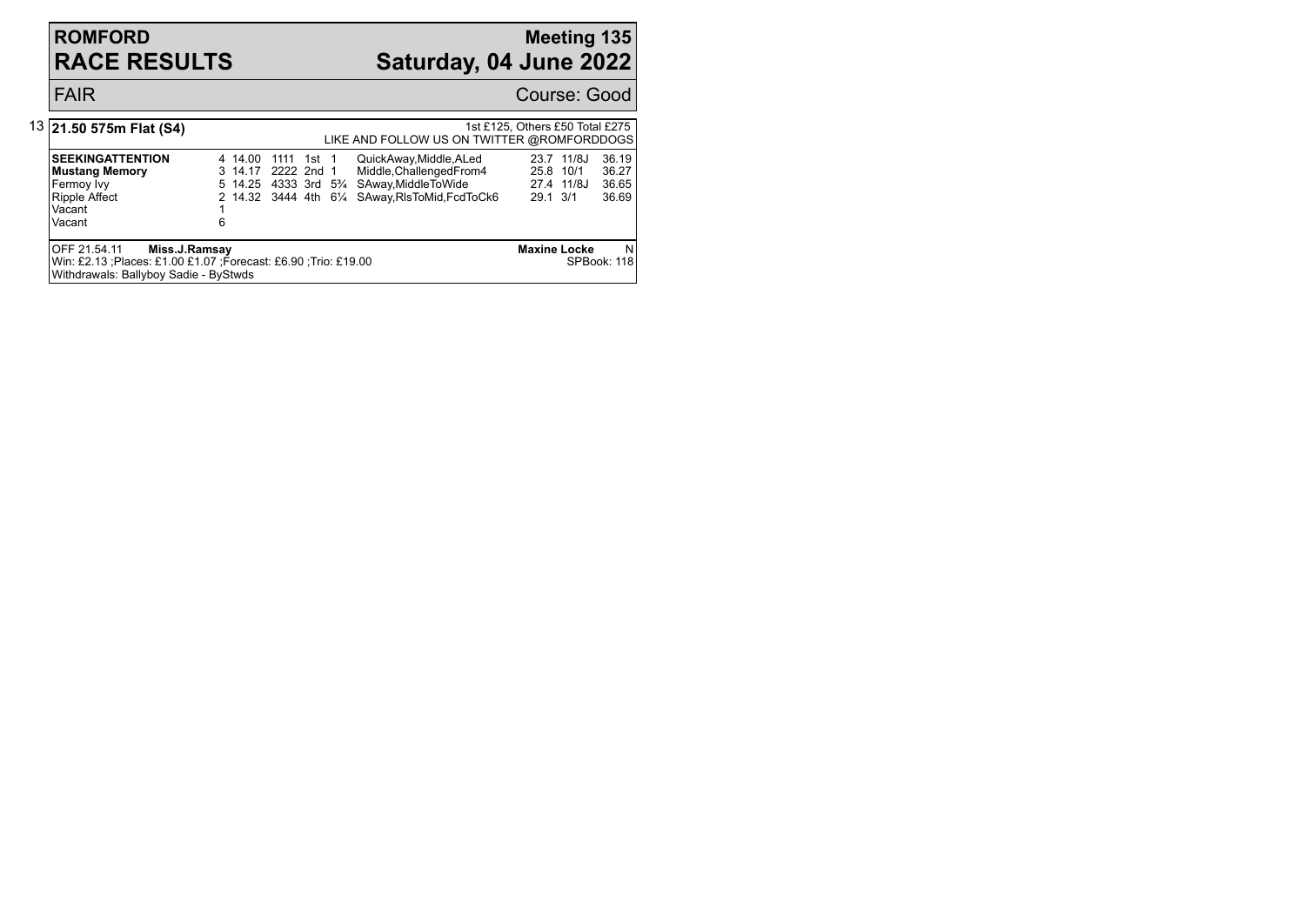# ROMFORD RACE RESULTS

**Meeting 135**
**Saturday, 04 June 2022**

FAIR — Course: Good

13 **21.50 575m Flat (S4)**

1st £125, Others £50 Total £275
LIKE AND FOLLOW US ON TWITTER @ROMFORDDOGS

| | | | | | | | | | |
|---|---|---|---|---|---|---|---|---|---|
| **SEEKINGATTENTION** | 4 | 14.00 | 1111 | 1st | 1 | QuickAway,Middle,ALed | 23.7 | 11/8J | 36.19 |
| **Mustang Memory** | 3 | 14.17 | 2222 | 2nd | 1 | Middle,ChallengedFrom4 | 25.8 | 10/1 | 36.27 |
| Fermoy Ivy | 5 | 14.25 | 4333 | 3rd | 5¾ | SAway,MiddleToWide | 27.4 | 11/8J | 36.65 |
| Ripple Affect | 2 | 14.32 | 3444 | 4th | 6¼ | SAway,RlsToMid,FcdToCk6 | 29.1 | 3/1 | 36.69 |
| Vacant | 1 | | | | | | | | |
| Vacant | 6 | | | | | | | | |

OFF 21.54.11 **Miss.J.Ramsay** — **Maxine Locke** N
Win: £2.13 ;Places: £1.00 £1.07 ;Forecast: £6.90 ;Trio: £19.00 — SPBook: 118
Withdrawals: Ballyboy Sadie - ByStwds